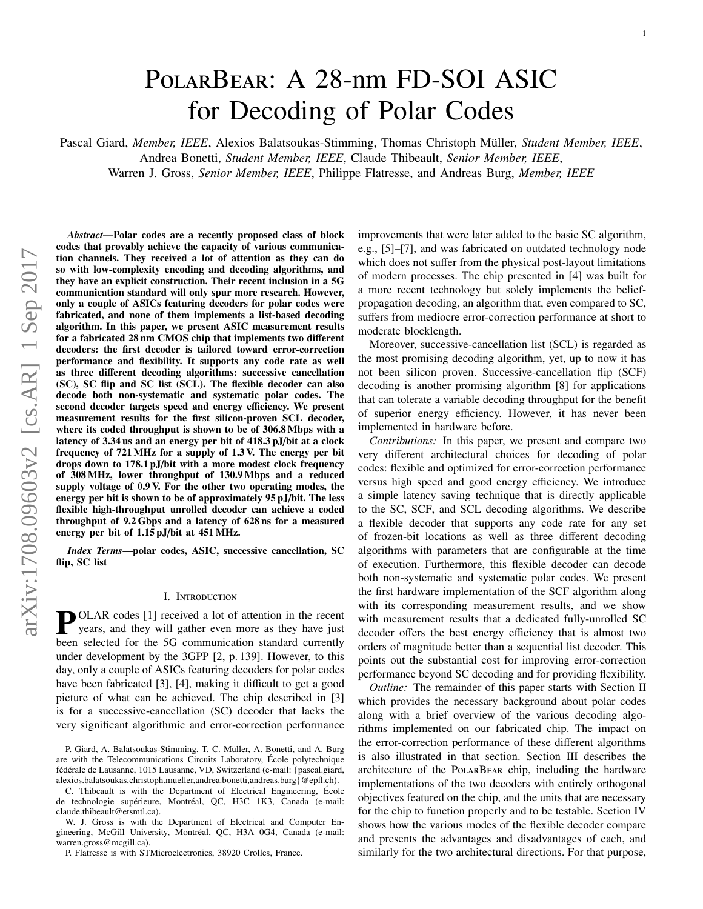# PolarBear: A 28-nm FD-SOI ASIC for Decoding of Polar Codes

Pascal Giard, *Member, IEEE*, Alexios Balatsoukas-Stimming, Thomas Christoph Müller, *Student Member, IEEE*, Andrea Bonetti, *Student Member, IEEE*, Claude Thibeault, *Senior Member, IEEE*, Warren J. Gross, *Senior Member, IEEE*, Philippe Flatresse, and Andreas Burg, *Member, IEEE*

***Abstract*—Polar codes are a recently proposed class of block codes that provably achieve the capacity of various communication channels. They received a lot of attention as they can do so with low-complexity encoding and decoding algorithms, and they have an explicit construction. Their recent inclusion in a 5G communication standard will only spur more research. However, only a couple of ASICs featuring decoders for polar codes were fabricated, and none of them implements a list-based decoding algorithm. In this paper, we present ASIC measurement results for a fabricated 28 nm CMOS chip that implements two different decoders: the first decoder is tailored toward error-correction performance and flexibility. It supports any code rate as well as three different decoding algorithms: successive cancellation (SC), SC flip and SC list (SCL). The flexible decoder can also decode both non-systematic and systematic polar codes. The second decoder targets speed and energy efficiency. We present measurement results for the first silicon-proven SCL decoder, where its coded throughput is shown to be of 306.8 Mbps with a latency of 3.34 us and an energy per bit of 418.3 pJ/bit at a clock frequency of 721 MHz for a supply of 1.3 V. The energy per bit drops down to 178.1 pJ/bit with a more modest clock frequency of 308 MHz, lower throughput of 130.9 Mbps and a reduced supply voltage of 0.9 V. For the other two operating modes, the energy per bit is shown to be of approximately 95 pJ/bit. The less flexible high-throughput unrolled decoder can achieve a coded throughput of 9.2 Gbps and a latency of 628 ns for a measured energy per bit of 1.15 pJ/bit at 451 MHz.**

***Index Terms*—polar codes, ASIC, successive cancellation, SC flip, SC list**

## I. Introduction

Polar codes [1] received a lot of attention in the recent years, and they will gather even more as they have just been selected for the 5G communication standard currently under development by the 3GPP [2, p. 139]. However, to this day, only a couple of ASICs featuring decoders for polar codes have been fabricated [3], [4], making it difficult to get a good picture of what can be achieved. The chip described in [3] is for a successive-cancellation (SC) decoder that lacks the very significant algorithmic and error-correction performance improvements that were later added to the basic SC algorithm, e.g., [5]–[7], and was fabricated on outdated technology node which does not suffer from the physical post-layout limitations of modern processes. The chip presented in [4] was built for a more recent technology but solely implements the belief-propagation decoding, an algorithm that, even compared to SC, suffers from mediocre error-correction performance at short to moderate blocklength.

Moreover, successive-cancellation list (SCL) is regarded as the most promising decoding algorithm, yet, up to now it has not been silicon proven. Successive-cancellation flip (SCF) decoding is another promising algorithm [8] for applications that can tolerate a variable decoding throughput for the benefit of superior energy efficiency. However, it has never been implemented in hardware before.

*Contributions:* In this paper, we present and compare two very different architectural choices for decoding of polar codes: flexible and optimized for error-correction performance versus high speed and good energy efficiency. We introduce a simple latency saving technique that is directly applicable to the SC, SCF, and SCL decoding algorithms. We describe a flexible decoder that supports any code rate for any set of frozen-bit locations as well as three different decoding algorithms with parameters that are configurable at the time of execution. Furthermore, this flexible decoder can decode both non-systematic and systematic polar codes. We present the first hardware implementation of the SCF algorithm along with its corresponding measurement results, and we show with measurement results that a dedicated fully-unrolled SC decoder offers the best energy efficiency that is almost two orders of magnitude better than a sequential list decoder. This points out the substantial cost for improving error-correction performance beyond SC decoding and for providing flexibility.

*Outline:* The remainder of this paper starts with Section II which provides the necessary background about polar codes along with a brief overview of the various decoding algorithms implemented on our fabricated chip. The impact on the error-correction performance of these different algorithms is also illustrated in that section. Section III describes the architecture of the PolarBear chip, including the hardware implementations of the two decoders with entirely orthogonal objectives featured on the chip, and the units that are necessary for the chip to function properly and to be testable. Section IV shows how the various modes of the flexible decoder compare and presents the advantages and disadvantages of each, and similarly for the two architectural directions. For that purpose,

P. Giard, A. Balatsoukas-Stimming, T. C. Müller, A. Bonetti, and A. Burg are with the Telecommunications Circuits Laboratory, École polytechnique fédérale de Lausanne, 1015 Lausanne, VD, Switzerland (e-mail: {pascal.giard, alexios.balatsoukas,christoph.mueller,andrea.bonetti,andreas.burg}@epfl.ch).

C. Thibeault is with the Department of Electrical Engineering, École de technologie supérieure, Montréal, QC, H3C 1K3, Canada (e-mail: claude.thibeault@etsmtl.ca).

W. J. Gross is with the Department of Electrical and Computer Engineering, McGill University, Montréal, QC, H3A 0G4, Canada (e-mail: warren.gross@mcgill.ca).

P. Flatresse is with STMicroelectronics, 38920 Crolles, France.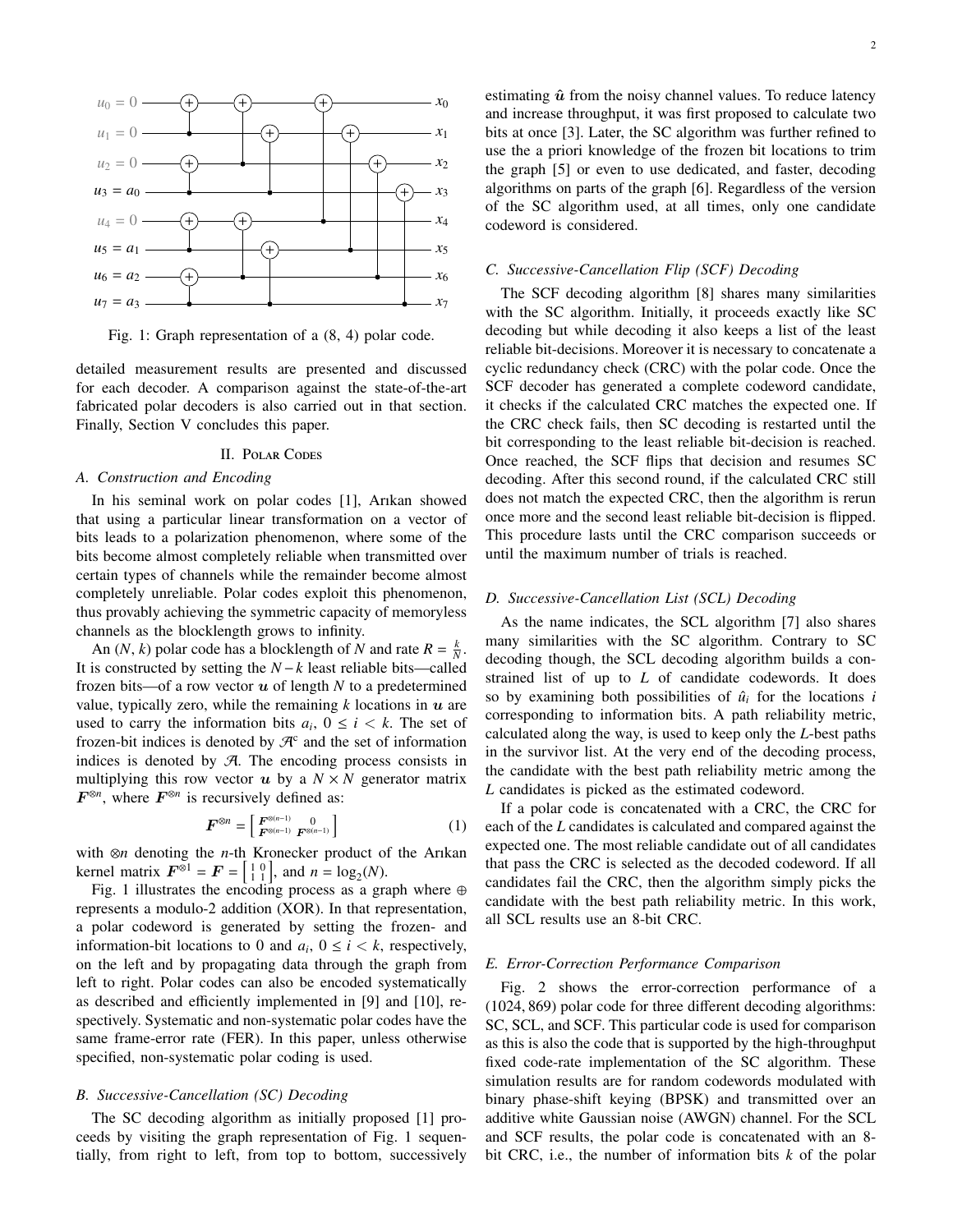Fig. 1: Graph representation of a (8, 4) polar code.

detailed measurement results are presented and discussed for each decoder. A comparison against the state-of-the-art fabricated polar decoders is also carried out in that section. Finally, Section V concludes this paper.

## II. Polar Codes

### A. Construction and Encoding

In his seminal work on polar codes [1], Arıkan showed that using a particular linear transformation on a vector of bits leads to a polarization phenomenon, where some of the bits become almost completely reliable when transmitted over certain types of channels while the remainder become almost completely unreliable. Polar codes exploit this phenomenon, thus provably achieving the symmetric capacity of memoryless channels as the blocklength grows to infinity.

An $(N, k)$ polar code has a blocklength of $N$ and rate $R = \frac{k}{N}$. It is constructed by setting the $N-k$ least reliable bits—called frozen bits—of a row vector $\boldsymbol{u}$ of length $N$ to a predetermined value, typically zero, while the remaining $k$ locations in $\boldsymbol{u}$ are used to carry the information bits $a_i$, $0 \leq i < k$. The set of frozen-bit indices is denoted by $\mathcal{A}^c$ and the set of information indices is denoted by $\mathcal{A}$. The encoding process consists in multiplying this row vector $\boldsymbol{u}$ by a $N \times N$ generator matrix $\boldsymbol{F}^{\otimes n}$, where $\boldsymbol{F}^{\otimes n}$ is recursively defined as:

$$\boldsymbol{F}^{\otimes n} = \begin{bmatrix} \boldsymbol{F}^{\otimes(n-1)} & 0 \\ \boldsymbol{F}^{\otimes(n-1)} & \boldsymbol{F}^{\otimes(n-1)} \end{bmatrix} \quad (1)$$

with $\otimes n$ denoting the $n$-th Kronecker product of the Arıkan kernel matrix $\boldsymbol{F}^{\otimes 1} = \boldsymbol{F} = \begin{bmatrix} 1 & 0 \\ 1 & 1 \end{bmatrix}$, and $n = \log_2(N)$.

Fig. 1 illustrates the encoding process as a graph where $\oplus$ represents a modulo-2 addition (XOR). In that representation, a polar codeword is generated by setting the frozen- and information-bit locations to 0 and $a_i$, $0 \leq i < k$, respectively, on the left and by propagating data through the graph from left to right. Polar codes can also be encoded systematically as described and efficiently implemented in [9] and [10], respectively. Systematic and non-systematic polar codes have the same frame-error rate (FER). In this paper, unless otherwise specified, non-systematic polar coding is used.

### B. Successive-Cancellation (SC) Decoding

The SC decoding algorithm as initially proposed [1] proceeds by visiting the graph representation of Fig. 1 sequentially, from right to left, from top to bottom, successively estimating $\hat{\boldsymbol{u}}$ from the noisy channel values. To reduce latency and increase throughput, it was first proposed to calculate two bits at once [3]. Later, the SC algorithm was further refined to use the a priori knowledge of the frozen bit locations to trim the graph [5] or even to use dedicated, and faster, decoding algorithms on parts of the graph [6]. Regardless of the version of the SC algorithm used, at all times, only one candidate codeword is considered.

### C. Successive-Cancellation Flip (SCF) Decoding

The SCF decoding algorithm [8] shares many similarities with the SC algorithm. Initially, it proceeds exactly like SC decoding but while decoding it also keeps a list of the least reliable bit-decisions. Moreover it is necessary to concatenate a cyclic redundancy check (CRC) with the polar code. Once the SCF decoder has generated a complete codeword candidate, it checks if the calculated CRC matches the expected one. If the CRC check fails, then SC decoding is restarted until the bit corresponding to the least reliable bit-decision is reached. Once reached, the SCF flips that decision and resumes SC decoding. After this second round, if the calculated CRC still does not match the expected CRC, then the algorithm is rerun once more and the second least reliable bit-decision is flipped. This procedure lasts until the CRC comparison succeeds or until the maximum number of trials is reached.

### D. Successive-Cancellation List (SCL) Decoding

As the name indicates, the SCL algorithm [7] also shares many similarities with the SC algorithm. Contrary to SC decoding though, the SCL decoding algorithm builds a constrained list of up to $L$ of candidate codewords. It does so by examining both possibilities of $\hat{u}_i$ for the locations $i$ corresponding to information bits. A path reliability metric, calculated along the way, is used to keep only the $L$-best paths in the survivor list. At the very end of the decoding process, the candidate with the best path reliability metric among the $L$ candidates is picked as the estimated codeword.

If a polar code is concatenated with a CRC, the CRC for each of the $L$ candidates is calculated and compared against the expected one. The most reliable candidate out of all candidates that pass the CRC is selected as the decoded codeword. If all candidates fail the CRC, then the algorithm simply picks the candidate with the best path reliability metric. In this work, all SCL results use an 8-bit CRC.

### E. Error-Correction Performance Comparison

Fig. 2 shows the error-correction performance of a (1024, 869) polar code for three different decoding algorithms: SC, SCL, and SCF. This particular code is used for comparison as this is also the code that is supported by the high-throughput fixed code-rate implementation of the SC algorithm. These simulation results are for random codewords modulated with binary phase-shift keying (BPSK) and transmitted over an additive white Gaussian noise (AWGN) channel. For the SCL and SCF results, the polar code is concatenated with an 8-bit CRC, i.e., the number of information bits $k$ of the polar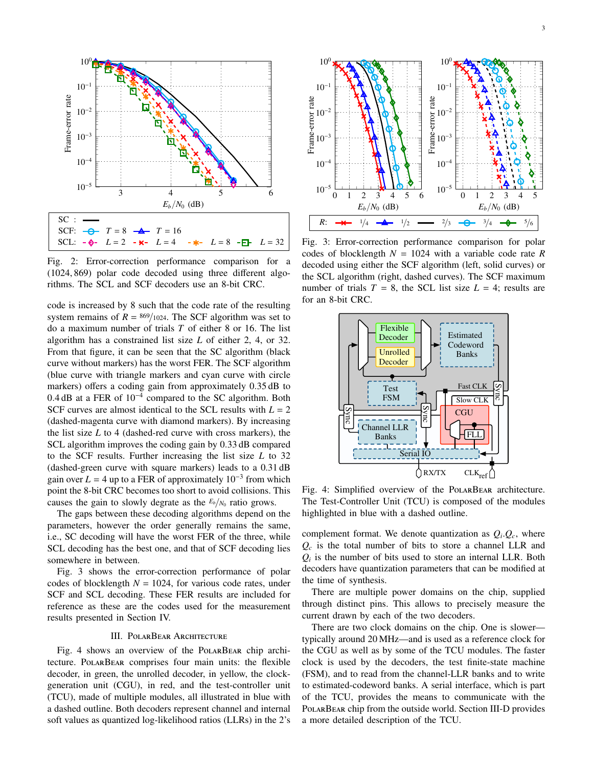Fig. 2: Error-correction performance comparison for a (1024, 869) polar code decoded using three different algorithms. The SCL and SCF decoders use an 8-bit CRC.

code is increased by 8 such that the code rate of the resulting system remains of $R = {}^{869}/_{1024}$. The SCF algorithm was set to do a maximum number of trials $T$ of either 8 or 16. The list algorithm has a constrained list size $L$ of either 2, 4, or 32. From that figure, it can be seen that the SC algorithm (black curve without markers) has the worst FER. The SCF algorithm (blue curve with triangle markers and cyan curve with circle markers) offers a coding gain from approximately 0.35 dB to 0.4 dB at a FER of $10^{-4}$ compared to the SC algorithm. Both SCF curves are almost identical to the SCL results with $L = 2$ (dashed-magenta curve with diamond markers). By increasing the list size $L$ to 4 (dashed-red curve with cross markers), the SCL algorithm improves the coding gain by 0.33 dB compared to the SCF results. Further increasing the list size $L$ to 32 (dashed-green curve with square markers) leads to a 0.31 dB gain over $L = 4$ up to a FER of approximately $10^{-3}$ from which point the 8-bit CRC becomes too short to avoid collisions. This causes the gain to slowly degrate as the ${}^{E_b}/_{N_0}$ ratio grows.

The gaps between these decoding algorithms depend on the parameters, however the order generally remains the same, i.e., SC decoding will have the worst FER of the three, while SCL decoding has the best one, and that of SCF decoding lies somewhere in between.

Fig. 3 shows the error-correction performance of polar codes of blocklength $N = 1024$, for various code rates, under SCF and SCL decoding. These FER results are included for reference as these are the codes used for the measurement results presented in Section IV.

## III. PolarBear Architecture

Fig. 4 shows an overview of the PolarBear chip architecture. PolarBear comprises four main units: the flexible decoder, in green, the unrolled decoder, in yellow, the clock-generation unit (CGU), in red, and the test-controller unit (TCU), made of multiple modules, all illustrated in blue with a dashed outline. Both decoders represent channel and internal soft values as quantized log-likelihood ratios (LLRs) in the 2's complement format. We denote quantization as $Q_i.Q_c$, where $Q_c$ is the total number of bits to store a channel LLR and $Q_i$ is the number of bits used to store an internal LLR. Both decoders have quantization parameters that can be modified at the time of synthesis.

There are multiple power domains on the chip, supplied through distinct pins. This allows to precisely measure the current drawn by each of the two decoders.

There are two clock domains on the chip. One is slower—typically around 20 MHz—and is used as a reference clock for the CGU as well as by some of the TCU modules. The faster clock is used by the decoders, the test finite-state machine (FSM), and to read from the channel-LLR banks and to write to estimated-codeword banks. A serial interface, which is part of the TCU, provides the means to communicate with the PolarBear chip from the outside world. Section III-D provides a more detailed description of the TCU.

Fig. 3: Error-correction performance comparison for polar codes of blocklength $N = 1024$ with a variable code rate $R$ decoded using either the SCF algorithm (left, solid curves) or the SCL algorithm (right, dashed curves). The SCF maximum number of trials $T = 8$, the SCL list size $L = 4$; results are for an 8-bit CRC.

Fig. 4: Simplified overview of the PolarBear architecture. The Test-Controller Unit (TCU) is composed of the modules highlighted in blue with a dashed outline.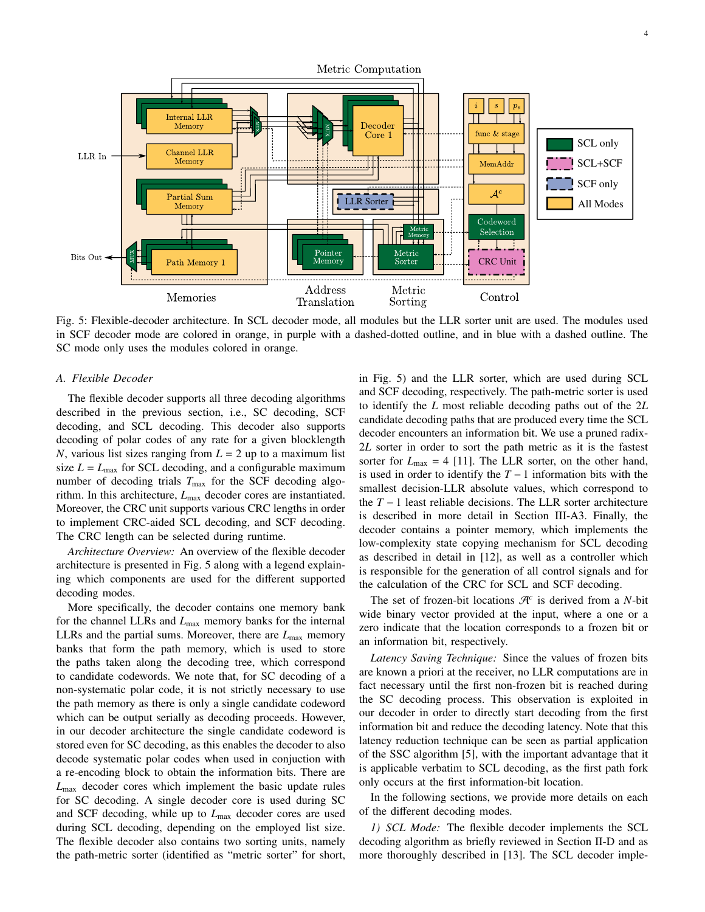Fig. 5: Flexible-decoder architecture. In SCL decoder mode, all modules but the LLR sorter unit are used. The modules used in SCF decoder mode are colored in orange, in purple with a dashed-dotted outline, and in blue with a dashed outline. The SC mode only uses the modules colored in orange.

### A. Flexible Decoder

The flexible decoder supports all three decoding algorithms described in the previous section, i.e., SC decoding, SCF decoding, and SCL decoding. This decoder also supports decoding of polar codes of any rate for a given blocklength $N$, various list sizes ranging from $L = 2$ up to a maximum list size $L = L_{\max}$ for SCL decoding, and a configurable maximum number of decoding trials $T_{\max}$ for the SCF decoding algorithm. In this architecture, $L_{\max}$ decoder cores are instantiated. Moreover, the CRC unit supports various CRC lengths in order to implement CRC-aided SCL decoding, and SCF decoding. The CRC length can be selected during runtime.

*Architecture Overview:* An overview of the flexible decoder architecture is presented in Fig. 5 along with a legend explaining which components are used for the different supported decoding modes.

More specifically, the decoder contains one memory bank for the channel LLRs and $L_{\max}$ memory banks for the internal LLRs and the partial sums. Moreover, there are $L_{\max}$ memory banks that form the path memory, which is used to store the paths taken along the decoding tree, which correspond to candidate codewords. We note that, for SC decoding of a non-systematic polar code, it is not strictly necessary to use the path memory as there is only a single candidate codeword which can be output serially as decoding proceeds. However, in our decoder architecture the single candidate codeword is stored even for SC decoding, as this enables the decoder to also decode systematic polar codes when used in conjuction with a re-encoding block to obtain the information bits. There are $L_{\max}$ decoder cores which implement the basic update rules for SC decoding. A single decoder core is used during SC and SCF decoding, while up to $L_{\max}$ decoder cores are used during SCL decoding, depending on the employed list size. The flexible decoder also contains two sorting units, namely the path-metric sorter (identified as "metric sorter" for short, in Fig. 5) and the LLR sorter, which are used during SCL and SCF decoding, respectively. The path-metric sorter is used to identify the $L$ most reliable decoding paths out of the $2L$ candidate decoding paths that are produced every time the SCL decoder encounters an information bit. We use a pruned radix-$2L$ sorter in order to sort the path metric as it is the fastest sorter for $L_{\max} = 4$ [11]. The LLR sorter, on the other hand, is used in order to identify the $T - 1$ information bits with the smallest decision-LLR absolute values, which correspond to the $T - 1$ least reliable decisions. The LLR sorter architecture is described in more detail in Section III-A3. Finally, the decoder contains a pointer memory, which implements the low-complexity state copying mechanism for SCL decoding as described in detail in [12], as well as a controller which is responsible for the generation of all control signals and for the calculation of the CRC for SCL and SCF decoding.

The set of frozen-bit locations $\mathcal{A}^c$ is derived from a $N$-bit wide binary vector provided at the input, where a one or a zero indicate that the location corresponds to a frozen bit or an information bit, respectively.

*Latency Saving Technique:* Since the values of frozen bits are known a priori at the receiver, no LLR computations are in fact necessary until the first non-frozen bit is reached during the SC decoding process. This observation is exploited in our decoder in order to directly start decoding from the first information bit and reduce the decoding latency. Note that this latency reduction technique can be seen as partial application of the SSC algorithm [5], with the important advantage that it is applicable verbatim to SCL decoding, as the first path fork only occurs at the first information-bit location.

In the following sections, we provide more details on each of the different decoding modes.

*1) SCL Mode:* The flexible decoder implements the SCL decoding algorithm as briefly reviewed in Section II-D and as more thoroughly described in [13]. The SCL decoder imple-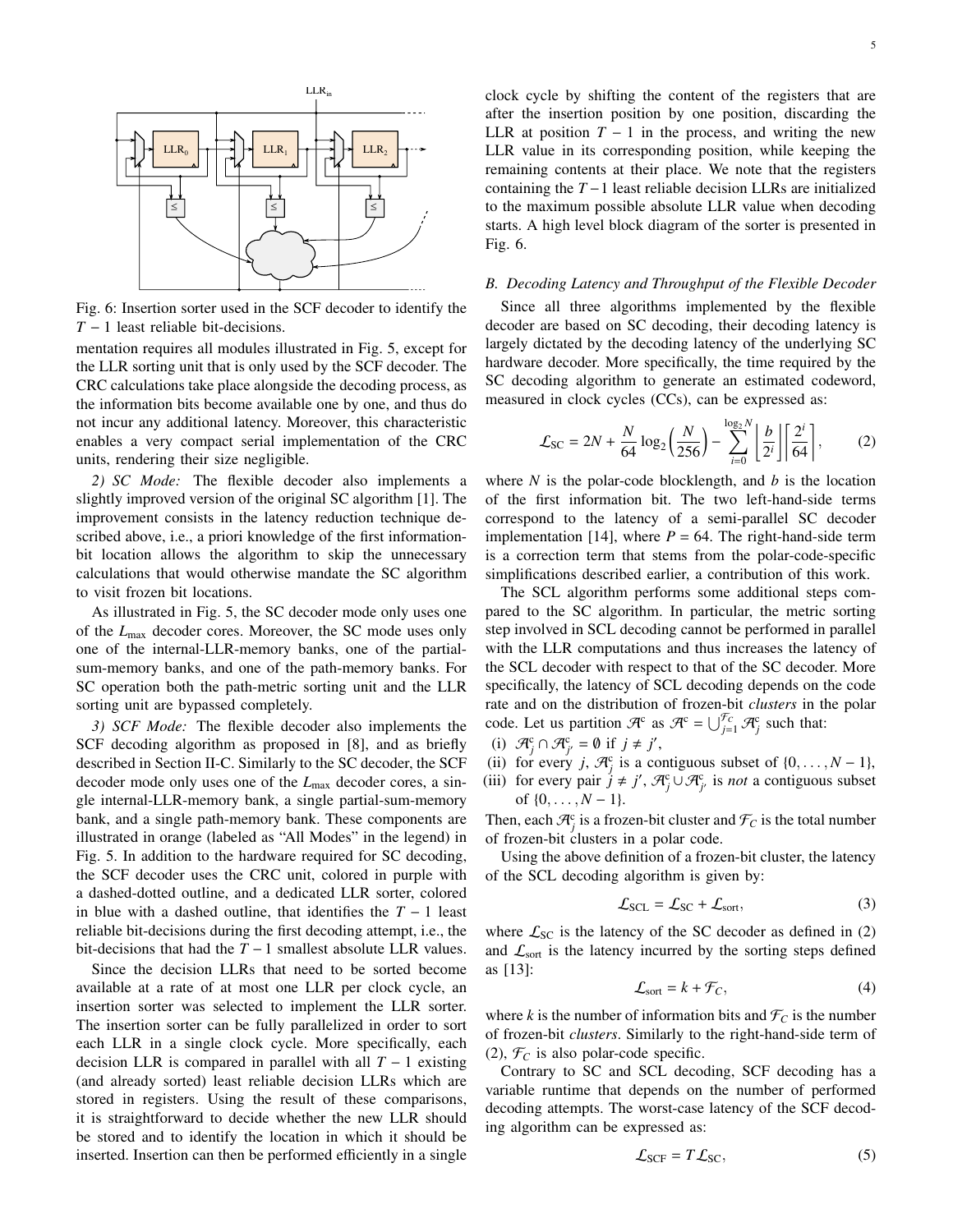Fig. 6: Insertion sorter used in the SCF decoder to identify the $T-1$ least reliable bit-decisions.

mentation requires all modules illustrated in Fig. 5, except for the LLR sorting unit that is only used by the SCF decoder. The CRC calculations take place alongside the decoding process, as the information bits become available one by one, and thus do not incur any additional latency. Moreover, this characteristic enables a very compact serial implementation of the CRC units, rendering their size negligible.

*2) SC Mode:* The flexible decoder also implements a slightly improved version of the original SC algorithm [1]. The improvement consists in the latency reduction technique described above, i.e., a priori knowledge of the first information-bit location allows the algorithm to skip the unnecessary calculations that would otherwise mandate the SC algorithm to visit frozen bit locations.

As illustrated in Fig. 5, the SC decoder mode only uses one of the $L_{\max}$ decoder cores. Moreover, the SC mode uses only one of the internal-LLR-memory banks, one of the partial-sum-memory banks, and one of the path-memory banks. For SC operation both the path-metric sorting unit and the LLR sorting unit are bypassed completely.

*3) SCF Mode:* The flexible decoder also implements the SCF decoding algorithm as proposed in [8], and as briefly described in Section II-C. Similarly to the SC decoder, the SCF decoder mode only uses one of the $L_{\max}$ decoder cores, a single internal-LLR-memory bank, a single partial-sum-memory bank, and a single path-memory bank. These components are illustrated in orange (labeled as "All Modes" in the legend) in Fig. 5. In addition to the hardware required for SC decoding, the SCF decoder uses the CRC unit, colored in purple with a dashed-dotted outline, and a dedicated LLR sorter, colored in blue with a dashed outline, that identifies the $T-1$ least reliable bit-decisions during the first decoding attempt, i.e., the bit-decisions that had the $T-1$ smallest absolute LLR values.

Since the decision LLRs that need to be sorted become available at a rate of at most one LLR per clock cycle, an insertion sorter was selected to implement the LLR sorter. The insertion sorter can be fully parallelized in order to sort each LLR in a single clock cycle. More specifically, each decision LLR is compared in parallel with all $T-1$ existing (and already sorted) least reliable decision LLRs which are stored in registers. Using the result of these comparisons, it is straightforward to decide whether the new LLR should be stored and to identify the location in which it should be inserted. Insertion can then be performed efficiently in a single clock cycle by shifting the content of the registers that are after the insertion position by one position, discarding the LLR at position $T-1$ in the process, and writing the new LLR value in its corresponding position, while keeping the remaining contents at their place. We note that the registers containing the $T-1$ least reliable decision LLRs are initialized to the maximum possible absolute LLR value when decoding starts. A high level block diagram of the sorter is presented in Fig. 6.

### B. Decoding Latency and Throughput of the Flexible Decoder

Since all three algorithms implemented by the flexible decoder are based on SC decoding, their decoding latency is largely dictated by the decoding latency of the underlying SC hardware decoder. More specifically, the time required by the SC decoding algorithm to generate an estimated codeword, measured in clock cycles (CCs), can be expressed as:

$$\mathcal{L}_{\text{SC}} = 2N + \frac{N}{64}\log_2\left(\frac{N}{256}\right) - \sum_{i=0}^{\log_2 N}\left\lfloor \frac{b}{2^i} \right\rfloor \left\lceil \frac{2^i}{64} \right\rceil, \tag{2}$$

where $N$ is the polar-code blocklength, and $b$ is the location of the first information bit. The two left-hand-side terms correspond to the latency of a semi-parallel SC decoder implementation [14], where $P = 64$. The right-hand-side term is a correction term that stems from the polar-code-specific simplifications described earlier, a contribution of this work.

The SCL algorithm performs some additional steps compared to the SC algorithm. In particular, the metric sorting step involved in SCL decoding cannot be performed in parallel with the LLR computations and thus increases the latency of the SCL decoder with respect to that of the SC decoder. More specifically, the latency of SCL decoding depends on the code rate and on the distribution of frozen-bit *clusters* in the polar code. Let us partition $\mathcal{A}^c$ as $\mathcal{A}^c = \bigcup_{j=1}^{\mathcal{F}_C} \mathcal{A}^c_j$ such that:

(i) $\mathcal{A}^c_j \cap \mathcal{A}^c_{j'} = \emptyset$ if $j \neq j'$,
(ii) for every $j$, $\mathcal{A}^c_j$ is a contiguous subset of $\{0,\ldots,N-1\}$,
(iii) for every pair $j \neq j'$, $\mathcal{A}^c_j \cup \mathcal{A}^c_{j'}$ is *not* a contiguous subset of $\{0,\ldots,N-1\}$.

Then, each $\mathcal{A}^c_j$ is a frozen-bit cluster and $\mathcal{F}_C$ is the total number of frozen-bit clusters in a polar code.

Using the above definition of a frozen-bit cluster, the latency of the SCL decoding algorithm is given by:

$$\mathcal{L}_{\text{SCL}} = \mathcal{L}_{\text{SC}} + \mathcal{L}_{\text{sort}}, \tag{3}$$

where $\mathcal{L}_{\text{SC}}$ is the latency of the SC decoder as defined in (2) and $\mathcal{L}_{\text{sort}}$ is the latency incurred by the sorting steps defined as [13]:

$$\mathcal{L}_{\text{sort}} = k + \mathcal{F}_C, \tag{4}$$

where $k$ is the number of information bits and $\mathcal{F}_C$ is the number of frozen-bit *clusters*. Similarly to the right-hand-side term of (2), $\mathcal{F}_C$ is also polar-code specific.

Contrary to SC and SCL decoding, SCF decoding has a variable runtime that depends on the number of performed decoding attempts. The worst-case latency of the SCF decoding algorithm can be expressed as:

$$\mathcal{L}_{\text{SCF}} = T\mathcal{L}_{\text{SC}}, \tag{5}$$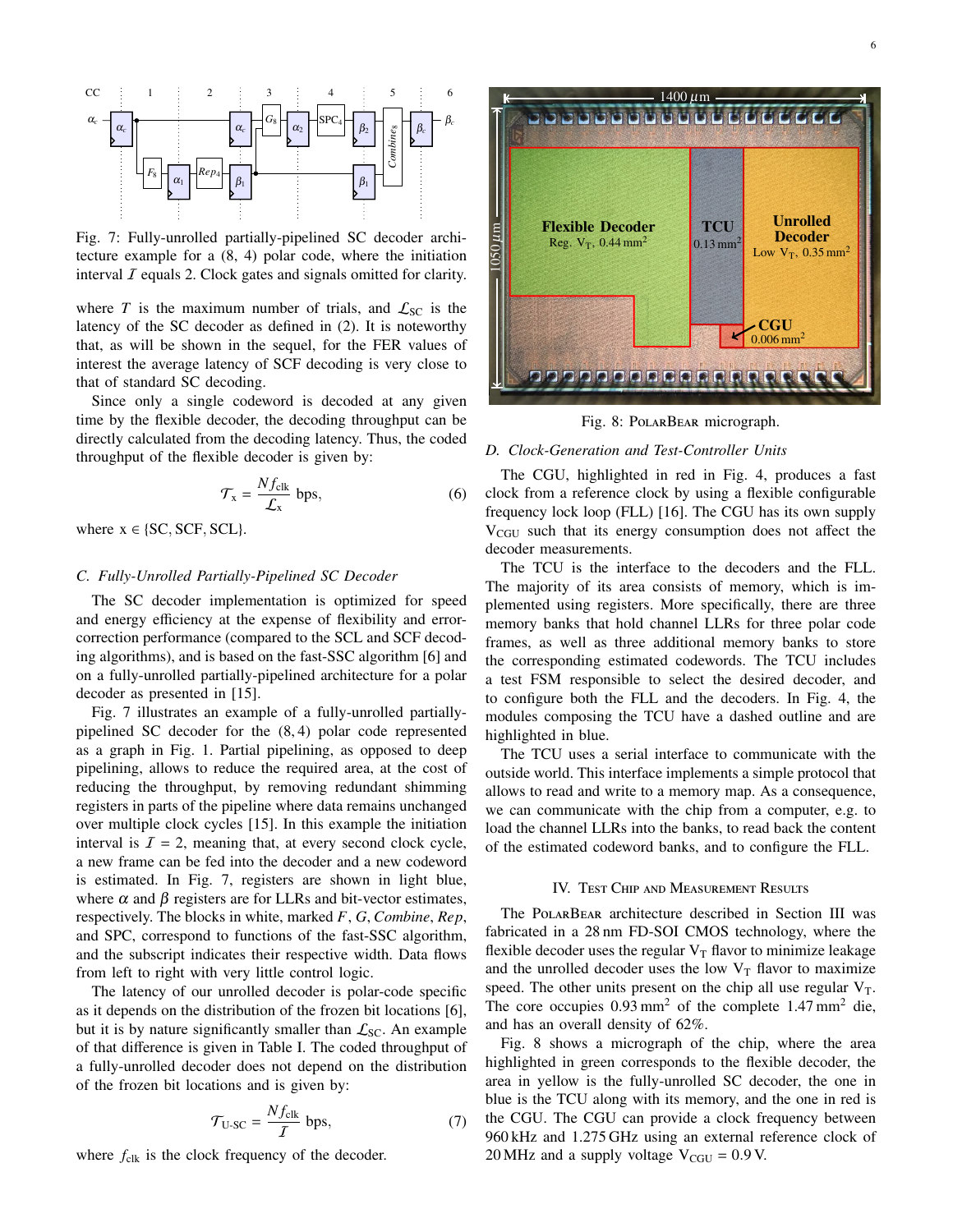Fig. 7: Fully-unrolled partially-pipelined SC decoder architecture example for a (8, 4) polar code, where the initiation interval $\mathcal{I}$ equals 2. Clock gates and signals omitted for clarity.

where $T$ is the maximum number of trials, and $\mathcal{L}_{\text{SC}}$ is the latency of the SC decoder as defined in (2). It is noteworthy that, as will be shown in the sequel, for the FER values of interest the average latency of SCF decoding is very close to that of standard SC decoding.

Since only a single codeword is decoded at any given time by the flexible decoder, the decoding throughput can be directly calculated from the decoding latency. Thus, the coded throughput of the flexible decoder is given by:

$$\mathcal{T}_{\text{x}} = \frac{N f_{\text{clk}}}{\mathcal{L}_{\text{x}}} \text{ bps}, \tag{6}$$

where $\text{x} \in \{\text{SC}, \text{SCF}, \text{SCL}\}$.

### C. Fully-Unrolled Partially-Pipelined SC Decoder

The SC decoder implementation is optimized for speed and energy efficiency at the expense of flexibility and error-correction performance (compared to the SCL and SCF decoding algorithms), and is based on the fast-SSC algorithm [6] and on a fully-unrolled partially-pipelined architecture for a polar decoder as presented in [15].

Fig. 7 illustrates an example of a fully-unrolled partially-pipelined SC decoder for the $(8, 4)$ polar code represented as a graph in Fig. 1. Partial pipelining, as opposed to deep pipelining, allows to reduce the required area, at the cost of reducing the throughput, by removing redundant shimming registers in parts of the pipeline where data remains unchanged over multiple clock cycles [15]. In this example the initiation interval is $\mathcal{I} = 2$, meaning that, at every second clock cycle, a new frame can be fed into the decoder and a new codeword is estimated. In Fig. 7, registers are shown in light blue, where $\alpha$ and $\beta$ registers are for LLRs and bit-vector estimates, respectively. The blocks in white, marked $F$, $G$, *Combine*, *Rep*, and SPC, correspond to functions of the fast-SSC algorithm, and the subscript indicates their respective width. Data flows from left to right with very little control logic.

The latency of our unrolled decoder is polar-code specific as it depends on the distribution of the frozen bit locations [6], but it is by nature significantly smaller than $\mathcal{L}_{\text{SC}}$. An example of that difference is given in Table I. The coded throughput of a fully-unrolled decoder does not depend on the distribution of the frozen bit locations and is given by:

$$\mathcal{T}_{\text{U-SC}} = \frac{N f_{\text{clk}}}{\mathcal{I}} \text{ bps}, \tag{7}$$

where $f_{\text{clk}}$ is the clock frequency of the decoder.

Fig. 8: PolarBear micrograph.

### D. Clock-Generation and Test-Controller Units

The CGU, highlighted in red in Fig. 4, produces a fast clock from a reference clock by using a flexible configurable frequency lock loop (FLL) [16]. The CGU has its own supply $\text{V}_{\text{CGU}}$ such that its energy consumption does not affect the decoder measurements.

The TCU is the interface to the decoders and the FLL. The majority of its area consists of memory, which is implemented using registers. More specifically, there are three memory banks that hold channel LLRs for three polar code frames, as well as three additional memory banks to store the corresponding estimated codewords. The TCU includes a test FSM responsible to select the desired decoder, and to configure both the FLL and the decoders. In Fig. 4, the modules composing the TCU have a dashed outline and are highlighted in blue.

The TCU uses a serial interface to communicate with the outside world. This interface implements a simple protocol that allows to read and write to a memory map. As a consequence, we can communicate with the chip from a computer, e.g. to load the channel LLRs into the banks, to read back the content of the estimated codeword banks, and to configure the FLL.

## IV. Test Chip and Measurement Results

The PolarBear architecture described in Section III was fabricated in a 28 nm FD-SOI CMOS technology, where the flexible decoder uses the regular $\text{V}_{\text{T}}$ flavor to minimize leakage and the unrolled decoder uses the low $\text{V}_{\text{T}}$ flavor to maximize speed. The other units present on the chip all use regular $\text{V}_{\text{T}}$. The core occupies $0.93\,\text{mm}^2$ of the complete $1.47\,\text{mm}^2$ die, and has an overall density of 62%.

Fig. 8 shows a micrograph of the chip, where the area highlighted in green corresponds to the flexible decoder, the area in yellow is the fully-unrolled SC decoder, the one in blue is the TCU along with its memory, and the one in red is the CGU. The CGU can provide a clock frequency between 960 kHz and 1.275 GHz using an external reference clock of 20 MHz and a supply voltage $\text{V}_{\text{CGU}} = 0.9\,\text{V}$.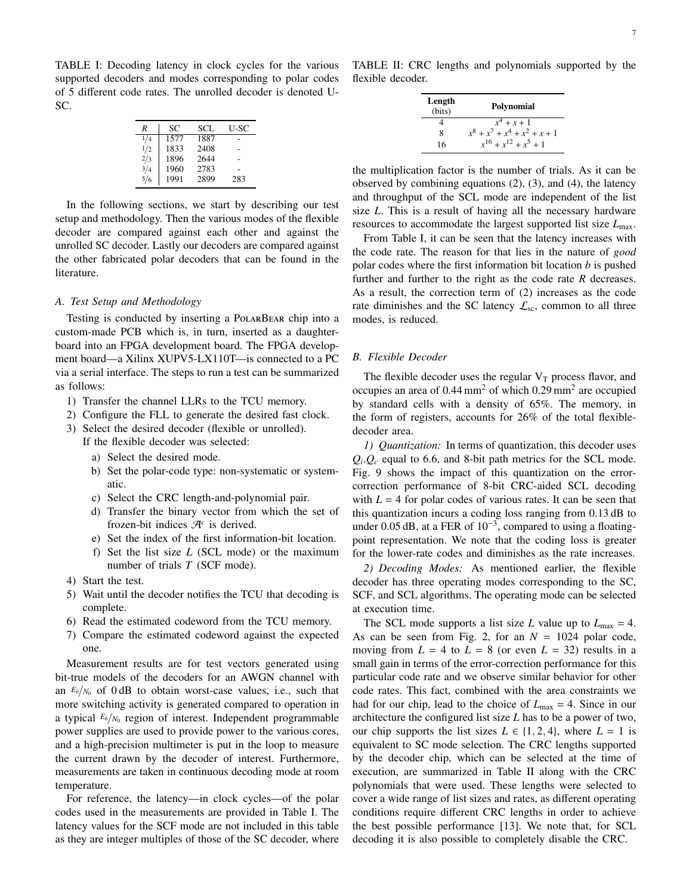TABLE I: Decoding latency in clock cycles for the various supported decoders and modes corresponding to polar codes of 5 different code rates. The unrolled decoder is denoted U-SC.

| $R$ | SC | SCL | U-SC |
|---|---|---|---|
| $1/4$ | 1577 | 1887 | - |
| $1/2$ | 1833 | 2408 | - |
| $2/3$ | 1896 | 2644 | - |
| $3/4$ | 1960 | 2783 | - |
| $5/6$ | 1991 | 2899 | 283 |

In the following sections, we start by describing our test setup and methodology. Then the various modes of the flexible decoder are compared against each other and against the unrolled SC decoder. Lastly our decoders are compared against the other fabricated polar decoders that can be found in the literature.

### A. Test Setup and Methodology

Testing is conducted by inserting a PolarBear chip into a custom-made PCB which is, in turn, inserted as a daughter-board into an FPGA development board. The FPGA development board—a Xilinx XUPV5-LX110T—is connected to a PC via a serial interface. The steps to run a test can be summarized as follows:

1) Transfer the channel LLRs to the TCU memory.
2) Configure the FLL to generate the desired fast clock.
3) Select the desired decoder (flexible or unrolled).
   If the flexible decoder was selected:
   a) Select the desired mode.
   b) Set the polar-code type: non-systematic or systematic.
   c) Select the CRC length-and-polynomial pair.
   d) Transfer the binary vector from which the set of frozen-bit indices $\mathcal{A}^c$ is derived.
   e) Set the index of the first information-bit location.
   f) Set the list size $L$ (SCL mode) or the maximum number of trials $T$ (SCF mode).
4) Start the test.
5) Wait until the decoder notifies the TCU that decoding is complete.
6) Read the estimated codeword from the TCU memory.
7) Compare the estimated codeword against the expected one.

Measurement results are for test vectors generated using bit-true models of the decoders for an AWGN channel with an $E_b/N_0$ of 0 dB to obtain worst-case values, i.e., such that more switching activity is generated compared to operation in a typical $E_b/N_0$ region of interest. Independent programmable power supplies are used to provide power to the various cores, and a high-precision multimeter is put in the loop to measure the current drawn by the decoder of interest. Furthermore, measurements are taken in continuous decoding mode at room temperature.

For reference, the latency—in clock cycles—of the polar codes used in the measurements are provided in Table I. The latency values for the SCF mode are not included in this table as they are integer multiples of those of the SC decoder, where the multiplication factor is the number of trials. As it can be observed by combining equations (2), (3), and (4), the latency and throughput of the SCL mode are independent of the list size $L$. This is a result of having all the necessary hardware resources to accommodate the largest supported list size $L_{\max}$.

From Table I, it can be seen that the latency increases with the code rate. The reason for that lies in the nature of *good* polar codes where the first information bit location $b$ is pushed further and further to the right as the code rate $R$ decreases. As a result, the correction term of (2) increases as the code rate diminishes and the SC latency $\mathcal{L}_{\text{sc}}$, common to all three modes, is reduced.

TABLE II: CRC lengths and polynomials supported by the flexible decoder.

| Length (bits) | Polynomial |
|---|---|
| 4 | $x^4 + x + 1$ |
| 8 | $x^8 + x^7 + x^4 + x^2 + x + 1$ |
| 16 | $x^{16} + x^{12} + x^5 + 1$ |

### B. Flexible Decoder

The flexible decoder uses the regular $\text{V}_\text{T}$ process flavor, and occupies an area of $0.44\,\text{mm}^2$ of which $0.29\,\text{mm}^2$ are occupied by standard cells with a density of 65%. The memory, in the form of registers, accounts for 26% of the total flexible-decoder area.

*1) Quantization:* In terms of quantization, this decoder uses $Q_i.Q_c$ equal to 6.6, and 8-bit path metrics for the SCL mode. Fig. 9 shows the impact of this quantization on the error-correction performance of 8-bit CRC-aided SCL decoding with $L = 4$ for polar codes of various rates. It can be seen that this quantization incurs a coding loss ranging from 0.13 dB to under 0.05 dB, at a FER of $10^{-3}$, compared to using a floating-point representation. We note that the coding loss is greater for the lower-rate codes and diminishes as the rate increases.

*2) Decoding Modes:* As mentioned earlier, the flexible decoder has three operating modes corresponding to the SC, SCF, and SCL algorithms. The operating mode can be selected at execution time.

The SCL mode supports a list size $L$ value up to $L_{\max} = 4$. As can be seen from Fig. 2, for an $N = 1024$ polar code, moving from $L = 4$ to $L = 8$ (or even $L = 32$) results in a small gain in terms of the error-correction performance for this particular code rate and we observe similar behavior for other code rates. This fact, combined with the area constraints we had for our chip, lead to the choice of $L_{\max} = 4$. Since in our architecture the configured list size $L$ has to be a power of two, our chip supports the list sizes $L \in \{1, 2, 4\}$, where $L = 1$ is equivalent to SC mode selection. The CRC lengths supported by the decoder chip, which can be selected at the time of execution, are summarized in Table II along with the CRC polynomials that were used. These lengths were selected to cover a wide range of list sizes and rates, as different operating conditions require different CRC lengths in order to achieve the best possible performance [13]. We note that, for SCL decoding it is also possible to completely disable the CRC.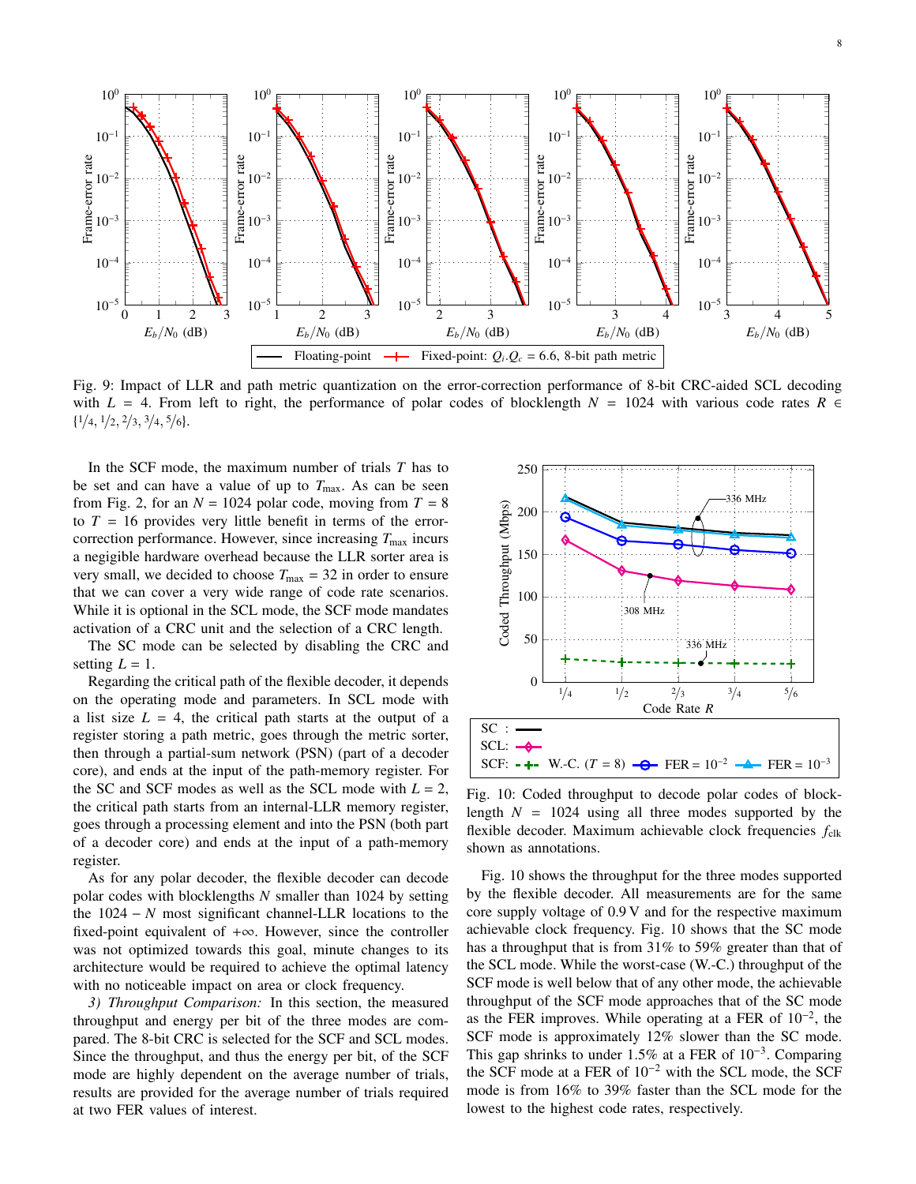Fig. 9: Impact of LLR and path metric quantization on the error-correction performance of 8-bit CRC-aided SCL decoding with $L = 4$. From left to right, the performance of polar codes of blocklength $N = 1024$ with various code rates $R \in \{1/4, 1/2, 2/3, 3/4, 5/6\}$.

In the SCF mode, the maximum number of trials $T$ has to be set and can have a value of up to $T_{\max}$. As can be seen from Fig. 2, for an $N = 1024$ polar code, moving from $T = 8$ to $T = 16$ provides very little benefit in terms of the error-correction performance. However, since increasing $T_{\max}$ incurs a negigible hardware overhead because the LLR sorter area is very small, we decided to choose $T_{\max} = 32$ in order to ensure that we can cover a very wide range of code rate scenarios. While it is optional in the SCL mode, the SCF mode mandates activation of a CRC unit and the selection of a CRC length.

The SC mode can be selected by disabling the CRC and setting $L = 1$.

Regarding the critical path of the flexible decoder, it depends on the operating mode and parameters. In SCL mode with a list size $L = 4$, the critical path starts at the output of a register storing a path metric, goes through the metric sorter, then through a partial-sum network (PSN) (part of a decoder core), and ends at the input of the path-memory register. For the SC and SCF modes as well as the SCL mode with $L = 2$, the critical path starts from an internal-LLR memory register, goes through a processing element and into the PSN (both part of a decoder core) and ends at the input of a path-memory register.

As for any polar decoder, the flexible decoder can decode polar codes with blocklengths $N$ smaller than 1024 by setting the $1024 - N$ most significant channel-LLR locations to the fixed-point equivalent of $+\infty$. However, since the controller was not optimized towards this goal, minute changes to its architecture would be required to achieve the optimal latency with no noticeable impact on area or clock frequency.

*3) Throughput Comparison:* In this section, the measured throughput and energy per bit of the three modes are compared. The 8-bit CRC is selected for the SCF and SCL modes. Since the throughput, and thus the energy per bit, of the SCF mode are highly dependent on the average number of trials, results are provided for the average number of trials required at two FER values of interest.

Fig. 10: Coded throughput to decode polar codes of blocklength $N = 1024$ using all three modes supported by the flexible decoder. Maximum achievable clock frequencies $f_{\text{clk}}$ shown as annotations.

Fig. 10 shows the throughput for the three modes supported by the flexible decoder. All measurements are for the same core supply voltage of 0.9 V and for the respective maximum achievable clock frequency. Fig. 10 shows that the SC mode has a throughput that is from 31% to 59% greater than that of the SCL mode. While the worst-case (W.-C.) throughput of the SCF mode is well below that of any other mode, the achievable throughput of the SCF mode approaches that of the SC mode as the FER improves. While operating at a FER of $10^{-2}$, the SCF mode is approximately 12% slower than the SC mode. This gap shrinks to under 1.5% at a FER of $10^{-3}$. Comparing the SCF mode at a FER of $10^{-2}$ with the SCL mode, the SCF mode is from 16% to 39% faster than the SCL mode for the lowest to the highest code rates, respectively.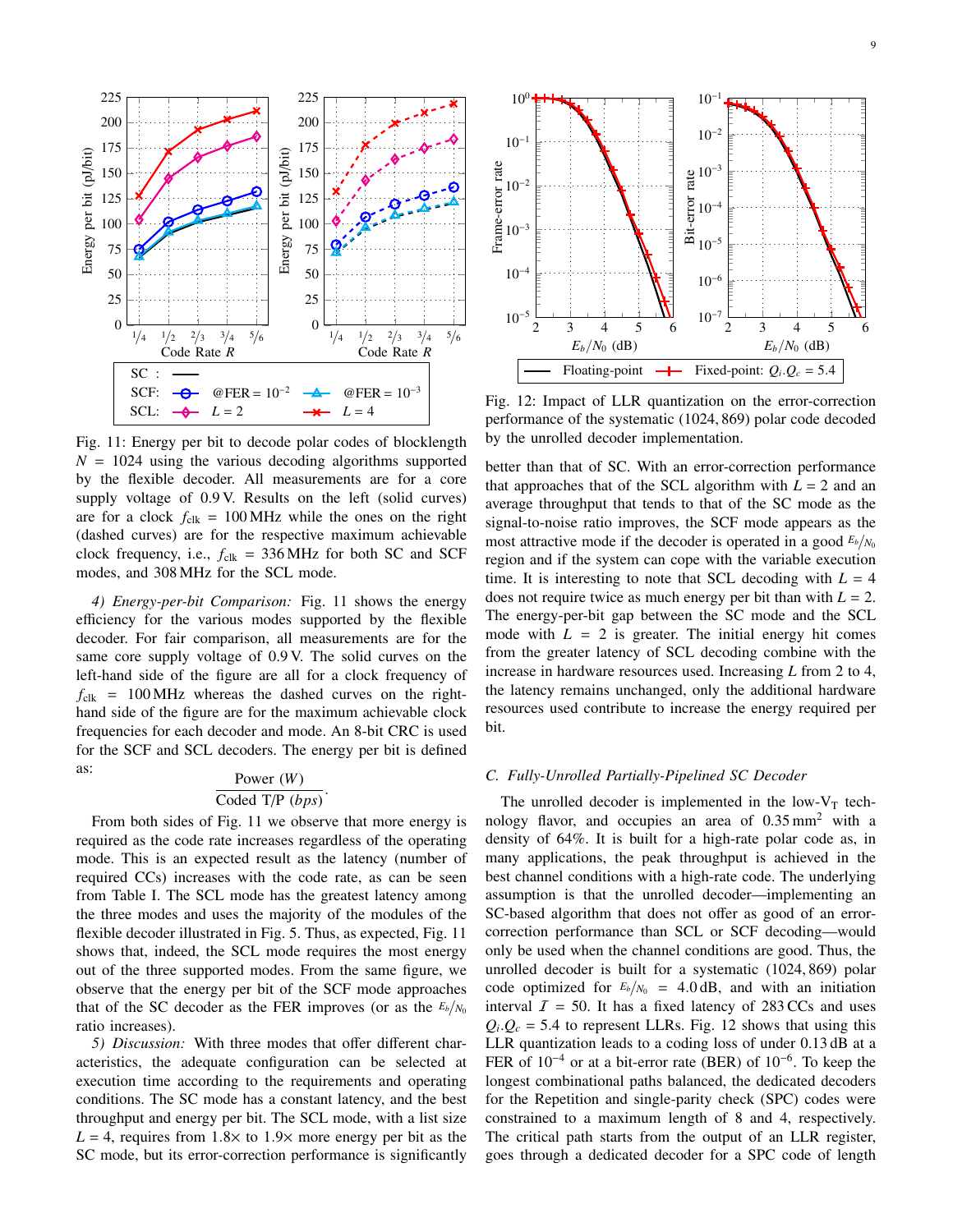Fig. 11: Energy per bit to decode polar codes of blocklength $N = 1024$ using the various decoding algorithms supported by the flexible decoder. All measurements are for a core supply voltage of 0.9 V. Results on the left (solid curves) are for a clock $f_{\text{clk}} = 100$ MHz while the ones on the right (dashed curves) are for the respective maximum achievable clock frequency, i.e., $f_{\text{clk}} = 336$ MHz for both SC and SCF modes, and 308 MHz for the SCL mode.

*4) Energy-per-bit Comparison:* Fig. 11 shows the energy efficiency for the various modes supported by the flexible decoder. For fair comparison, all measurements are for the same core supply voltage of 0.9 V. The solid curves on the left-hand side of the figure are all for a clock frequency of $f_{\text{clk}} = 100$ MHz whereas the dashed curves on the right-hand side of the figure are for the maximum achievable clock frequencies for each decoder and mode. An 8-bit CRC is used for the SCF and SCL decoders. The energy per bit is defined as:

$$\frac{\text{Power } (W)}{\text{Coded T/P } (bps)}.$$

From both sides of Fig. 11 we observe that more energy is required as the code rate increases regardless of the operating mode. This is an expected result as the latency (number of required CCs) increases with the code rate, as can be seen from Table I. The SCL mode has the greatest latency among the three modes and uses the majority of the modules of the flexible decoder illustrated in Fig. 5. Thus, as expected, Fig. 11 shows that, indeed, the SCL mode requires the most energy out of the three supported modes. From the same figure, we observe that the energy per bit of the SCF mode approaches that of the SC decoder as the FER improves (or as the $E_b/N_0$ ratio increases).

*5) Discussion:* With three modes that offer different characteristics, the adequate configuration can be selected at execution time according to the requirements and operating conditions. The SC mode has a constant latency, and the best throughput and energy per bit. The SCL mode, with a list size $L = 4$, requires from 1.8× to 1.9× more energy per bit as the SC mode, but its error-correction performance is significantly better than that of SC. With an error-correction performance that approaches that of the SCL algorithm with $L = 2$ and an average throughput that tends to that of the SC mode as the signal-to-noise ratio improves, the SCF mode appears as the most attractive mode if the decoder is operated in a good $E_b/N_0$ region and if the system can cope with the variable execution time. It is interesting to note that SCL decoding with $L = 4$ does not require twice as much energy per bit than with $L = 2$. The energy-per-bit gap between the SC mode and the SCL mode with $L = 2$ is greater. The initial energy hit comes from the greater latency of SCL decoding combine with the increase in hardware resources used. Increasing $L$ from 2 to 4, the latency remains unchanged, only the additional hardware resources used contribute to increase the energy required per bit.

Fig. 12: Impact of LLR quantization on the error-correction performance of the systematic (1024, 869) polar code decoded by the unrolled decoder implementation.

### C. Fully-Unrolled Partially-Pipelined SC Decoder

The unrolled decoder is implemented in the low-$V_T$ technology flavor, and occupies an area of 0.35 mm$^2$ with a density of 64%. It is built for a high-rate polar code as, in many applications, the peak throughput is achieved in the best channel conditions with a high-rate code. The underlying assumption is that the unrolled decoder—implementing an SC-based algorithm that does not offer as good of an error-correction performance than SCL or SCF decoding—would only be used when the channel conditions are good. Thus, the unrolled decoder is built for a systematic (1024, 869) polar code optimized for $E_b/N_0 = 4.0$ dB, and with an initiation interval $\mathcal{I} = 50$. It has a fixed latency of 283 CCs and uses $Q_i.Q_c = 5.4$ to represent LLRs. Fig. 12 shows that using this LLR quantization leads to a coding loss of under 0.13 dB at a FER of $10^{-4}$ or at a bit-error rate (BER) of $10^{-6}$. To keep the longest combinational paths balanced, the dedicated decoders for the Repetition and single-parity check (SPC) codes were constrained to a maximum length of 8 and 4, respectively. The critical path starts from the output of an LLR register, goes through a dedicated decoder for a SPC code of length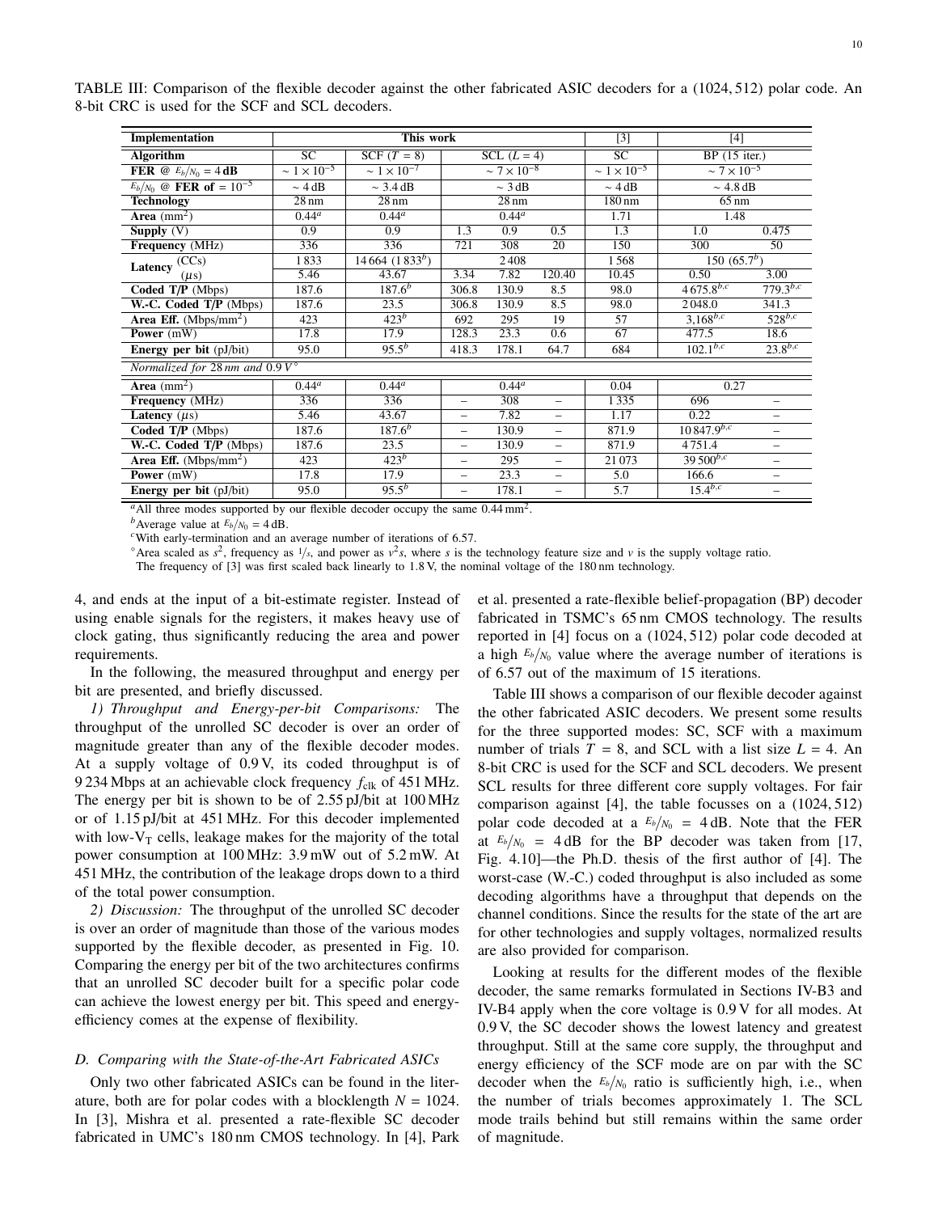TABLE III: Comparison of the flexible decoder against the other fabricated ASIC decoders for a (1024, 512) polar code. An 8-bit CRC is used for the SCF and SCL decoders.

| Implementation | This work | | | | | [3] | [4] | |
|---|---|---|---|---|---|---|---|---|
| **Algorithm** | SC | SCF ($T$ = 8) | SCL ($L$ = 4) | | | SC | BP (15 iter.) | |
| **FER** @ $E_b/N_0$ = **4 dB** | $\sim 1\times10^{-5}$ | $\sim 1\times10^{-7}$ | $\sim 7\times10^{-8}$ | | | $\sim 1\times10^{-5}$ | $\sim 7\times10^{-5}$ | |
| $E_b/N_0$ @ **FER of** = $10^{-5}$ | $\sim$ 4 dB | $\sim$ 3.4 dB | $\sim$ 3 dB | | | $\sim$ 4 dB | $\sim$ 4.8 dB | |
| **Technology** | 28 nm | 28 nm | 28 nm | | | 180 nm | 65 nm | |
| **Area** (mm$^2$) | 0.44[a] | 0.44[a] | 0.44[a] | | | 1.71 | 1.48 | |
| **Supply** (V) | 0.9 | 0.9 | 1.3 | 0.9 | 0.5 | 1.3 | 1.0 | 0.475 |
| **Frequency** (MHz) | 336 | 336 | 721 | 308 | 20 | 150 | 300 | 50 |
| **Latency** (CCs) | 1833 | 14664 (1833[b]) | 2408 | | | 1568 | 150 (65.7[b]) | |
| **Latency** ($\mu$s) | 5.46 | 43.67 | 3.34 | 7.82 | 120.40 | 10.45 | 0.50 | 3.00 |
| **Coded T/P** (Mbps) | 187.6 | 187.6[b] | 306.8 | 130.9 | 8.5 | 98.0 | 4675.8[b,c] | 779.3[b,c] |
| **W.-C. Coded T/P** (Mbps) | 187.6 | 23.5 | 306.8 | 130.9 | 8.5 | 98.0 | 2048.0 | 341.3 |
| **Area Eff.** (Mbps/mm$^2$) | 423 | 423[b] | 692 | 295 | 19 | 57 | 3,168[b,c] | 528[b,c] |
| **Power** (mW) | 17.8 | 17.9 | 128.3 | 23.3 | 0.6 | 67 | 477.5 | 18.6 |
| **Energy per bit** (pJ/bit) | 95.0 | 95.5[b] | 418.3 | 178.1 | 64.7 | 684 | 102.1[b,c] | 23.8[b,c] |
| *Normalized for 28 nm and 0.9 V*[◇] | | | | | | | | |
| **Area** (mm$^2$) | 0.44[a] | 0.44[a] | 0.44[a] | | | 0.04 | 0.27 | |
| **Frequency** (MHz) | 336 | 336 | – | 308 | – | 1335 | 696 | – |
| **Latency** ($\mu$s) | 5.46 | 43.67 | – | 7.82 | – | 1.17 | 0.22 | – |
| **Coded T/P** (Mbps) | 187.6 | 187.6[b] | – | 130.9 | – | 871.9 | 10847.9[b,c] | – |
| **W.-C. Coded T/P** (Mbps) | 187.6 | 23.5 | – | 130.9 | – | 871.9 | 4751.4 | – |
| **Area Eff.** (Mbps/mm$^2$) | 423 | 423[b] | – | 295 | – | 21073 | 39500[b,c] | – |
| **Power** (mW) | 17.8 | 17.9 | – | 23.3 | – | 5.0 | 166.6 | – |
| **Energy per bit** (pJ/bit) | 95.0 | 95.5[b] | – | 178.1 | – | 5.7 | 15.4[b,c] | – |

[a]All three modes supported by our flexible decoder occupy the same 0.44 mm$^2$.
[b]Average value at $E_b/N_0$ = 4 dB.
[c]With early-termination and an average number of iterations of 6.57.
[◇]Area scaled as $s^2$, frequency as $1/s$, and power as $v^2 s$, where $s$ is the technology feature size and $v$ is the supply voltage ratio.
The frequency of [3] was first scaled back linearly to 1.8 V, the nominal voltage of the 180 nm technology.

4, and ends at the input of a bit-estimate register. Instead of using enable signals for the registers, it makes heavy use of clock gating, thus significantly reducing the area and power requirements.

In the following, the measured throughput and energy per bit are presented, and briefly discussed.

*1) Throughput and Energy-per-bit Comparisons:* The throughput of the unrolled SC decoder is over an order of magnitude greater than any of the flexible decoder modes. At a supply voltage of 0.9 V, its coded throughput is of 9 234 Mbps at an achievable clock frequency $f_{\text{clk}}$ of 451 MHz. The energy per bit is shown to be of 2.55 pJ/bit at 100 MHz or of 1.15 pJ/bit at 451 MHz. For this decoder implemented with low-$V_T$ cells, leakage makes for the majority of the total power consumption at 100 MHz: 3.9 mW out of 5.2 mW. At 451 MHz, the contribution of the leakage drops down to a third of the total power consumption.

*2) Discussion:* The throughput of the unrolled SC decoder is over an order of magnitude than those of the various modes supported by the flexible decoder, as presented in Fig. 10. Comparing the energy per bit of the two architectures confirms that an unrolled SC decoder built for a specific polar code can achieve the lowest energy per bit. This speed and energy-efficiency comes at the expense of flexibility.

### *D. Comparing with the State-of-the-Art Fabricated ASICs*

Only two other fabricated ASICs can be found in the literature, both are for polar codes with a blocklength $N$ = 1024. In [3], Mishra et al. presented a rate-flexible SC decoder fabricated in UMC's 180 nm CMOS technology. In [4], Park et al. presented a rate-flexible belief-propagation (BP) decoder fabricated in TSMC's 65 nm CMOS technology. The results reported in [4] focus on a (1024, 512) polar code decoded at a high $E_b/N_0$ value where the average number of iterations is of 6.57 out of the maximum of 15 iterations.

Table III shows a comparison of our flexible decoder against the other fabricated ASIC decoders. We present some results for the three supported modes: SC, SCF with a maximum number of trials $T$ = 8, and SCL with a list size $L$ = 4. An 8-bit CRC is used for the SCF and SCL decoders. We present SCL results for three different core supply voltages. For fair comparison against [4], the table focusses on a (1024, 512) polar code decoded at a $E_b/N_0$ = 4 dB. Note that the FER at $E_b/N_0$ = 4 dB for the BP decoder was taken from [17, Fig. 4.10]—the Ph.D. thesis of the first author of [4]. The worst-case (W.-C.) coded throughput is also included as some decoding algorithms have a throughput that depends on the channel conditions. Since the results for the state of the art are for other technologies and supply voltages, normalized results are also provided for comparison.

Looking at results for the different modes of the flexible decoder, the same remarks formulated in Sections IV-B3 and IV-B4 apply when the core voltage is 0.9 V for all modes. At 0.9 V, the SC decoder shows the lowest latency and greatest throughput. Still at the same core supply, the throughput and energy efficiency of the SCF mode are on par with the SC decoder when the $E_b/N_0$ ratio is sufficiently high, i.e., when the number of trials becomes approximately 1. The SCL mode trails behind but still remains within the same order of magnitude.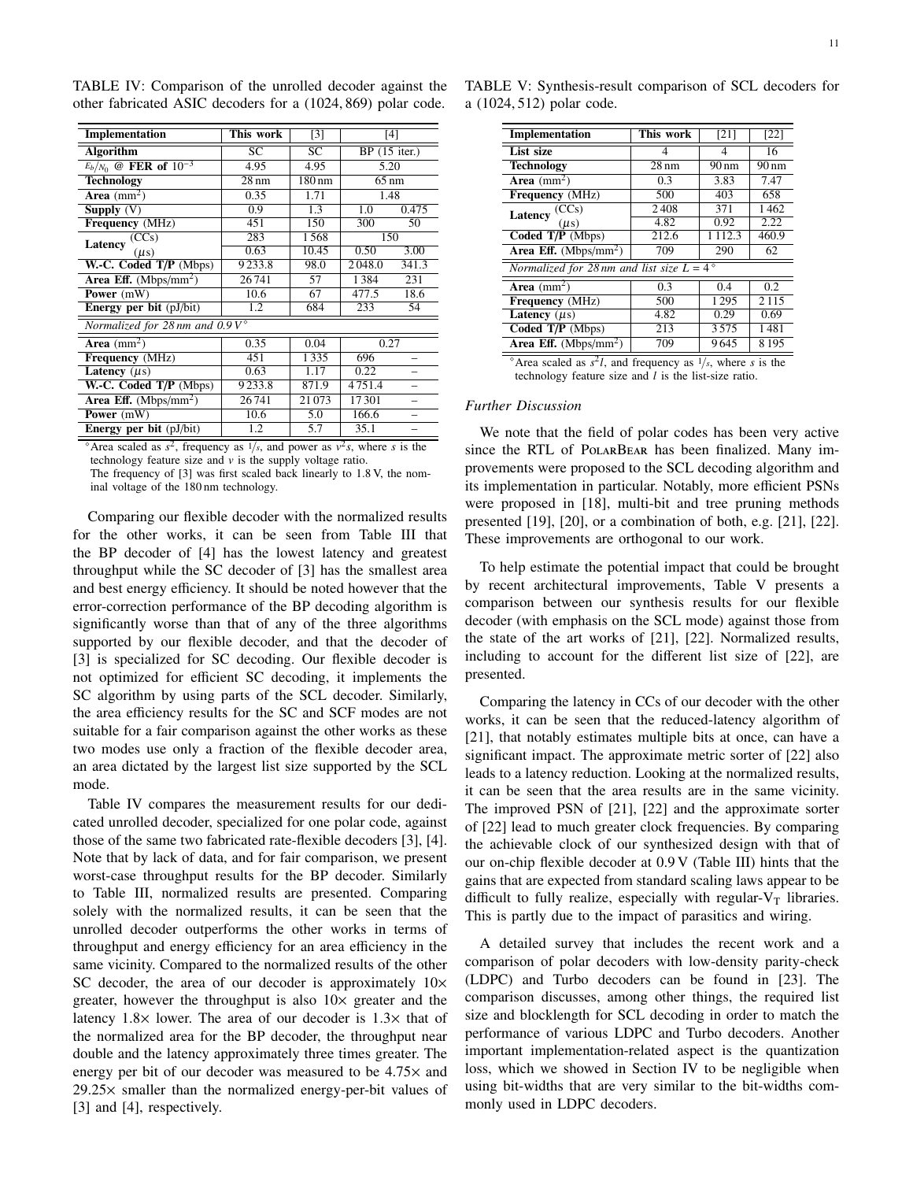TABLE IV: Comparison of the unrolled decoder against the other fabricated ASIC decoders for a (1024, 869) polar code.

| Implementation | | This work | [3] | [4] | |
|---|---|---|---|---|---|
| **Algorithm** | | SC | SC | BP (15 iter.) | |
| $E_b/N_0$ @ **FER of** $10^{-3}$ | | 4.95 | 4.95 | 5.20 | |
| **Technology** | | 28 nm | 180 nm | 65 nm | |
| **Area** (mm$^2$) | | 0.35 | 1.71 | 1.48 | |
| **Supply** (V) | | 0.9 | 1.3 | 1.0 | 0.475 |
| **Frequency** (MHz) | | 451 | 150 | 300 | 50 |
| **Latency** | (CCs) | 283 | 1 568 | 150 | |
| | ($\mu$s) | 0.63 | 10.45 | 0.50 | 3.00 |
| **W.-C. Coded T/P** (Mbps) | | 9 233.8 | 98.0 | 2 048.0 | 341.3 |
| **Area Eff.** (Mbps/mm$^2$) | | 26 741 | 57 | 1 384 | 231 |
| **Power** (mW) | | 10.6 | 67 | 477.5 | 18.6 |
| **Energy per bit** (pJ/bit) | | 1.2 | 684 | 233 | 54 |
| *Normalized for 28 nm and 0.9 V*$^\diamond$ | | | | | |
| **Area** (mm$^2$) | | 0.35 | 0.04 | 0.27 | |
| **Frequency** (MHz) | | 451 | 1 335 | 696 | – |
| **Latency** ($\mu$s) | | 0.63 | 1.17 | 0.22 | – |
| **W.-C. Coded T/P** (Mbps) | | 9 233.8 | 871.9 | 4 751.4 | – |
| **Area Eff.** (Mbps/mm$^2$) | | 26 741 | 21 073 | 17 301 | – |
| **Power** (mW) | | 10.6 | 5.0 | 166.6 | – |
| **Energy per bit** (pJ/bit) | | 1.2 | 5.7 | 35.1 | – |

$^\diamond$Area scaled as $s^2$, frequency as $1/s$, and power as $v^2 s$, where $s$ is the technology feature size and $v$ is the supply voltage ratio.
The frequency of [3] was first scaled back linearly to 1.8 V, the nominal voltage of the 180 nm technology.

Comparing our flexible decoder with the normalized results for the other works, it can be seen from Table III that the BP decoder of [4] has the lowest latency and greatest throughput while the SC decoder of [3] has the smallest area and best energy efficiency. It should be noted however that the error-correction performance of the BP decoding algorithm is significantly worse than that of any of the three algorithms supported by our flexible decoder, and that the decoder of [3] is specialized for SC decoding. Our flexible decoder is not optimized for efficient SC decoding, it implements the SC algorithm by using parts of the SCL decoder. Similarly, the area efficiency results for the SC and SCF modes are not suitable for a fair comparison against the other works as these two modes use only a fraction of the flexible decoder area, an area dictated by the largest list size supported by the SCL mode.

Table IV compares the measurement results for our dedicated unrolled decoder, specialized for one polar code, against those of the same two fabricated rate-flexible decoders [3], [4]. Note that by lack of data, and for fair comparison, we present worst-case throughput results for the BP decoder. Similarly to Table III, normalized results are presented. Comparing solely with the normalized results, it can be seen that the unrolled decoder outperforms the other works in terms of throughput and energy efficiency for an area efficiency in the same vicinity. Compared to the normalized results of the other SC decoder, the area of our decoder is approximately 10× greater, however the throughput is also 10× greater and the latency 1.8× lower. The area of our decoder is 1.3× that of the normalized area for the BP decoder, the throughput near double and the latency approximately three times greater. The energy per bit of our decoder was measured to be 4.75× and 29.25× smaller than the normalized energy-per-bit values of [3] and [4], respectively.

TABLE V: Synthesis-result comparison of SCL decoders for a (1024, 512) polar code.

| Implementation | | This work | [21] | [22] |
|---|---|---|---|---|
| **List size** | | 4 | 4 | 16 |
| **Technology** | | 28 nm | 90 nm | 90 nm |
| **Area** (mm$^2$) | | 0.3 | 3.83 | 7.47 |
| **Frequency** (MHz) | | 500 | 403 | 658 |
| **Latency** | (CCs) | 2 408 | 371 | 1 462 |
| | ($\mu$s) | 4.82 | 0.92 | 2.22 |
| **Coded T/P** (Mbps) | | 212.6 | 1 112.3 | 460.9 |
| **Area Eff.** (Mbps/mm$^2$) | | 709 | 290 | 62 |
| *Normalized for 28 nm and list size* $L = 4$$^\diamond$ | | | | |
| **Area** (mm$^2$) | | 0.3 | 0.4 | 0.2 |
| **Frequency** (MHz) | | 500 | 1 295 | 2 115 |
| **Latency** ($\mu$s) | | 4.82 | 0.29 | 0.69 |
| **Coded T/P** (Mbps) | | 213 | 3 575 | 1 481 |
| **Area Eff.** (Mbps/mm$^2$) | | 709 | 9 645 | 8 195 |

$^\diamond$Area scaled as $s^2 l$, and frequency as $1/s$, where $s$ is the technology feature size and $l$ is the list-size ratio.

### *Further Discussion*

We note that the field of polar codes has been very active since the RTL of PolarBear has been finalized. Many improvements were proposed to the SCL decoding algorithm and its implementation in particular. Notably, more efficient PSNs were proposed in [18], multi-bit and tree pruning methods presented [19], [20], or a combination of both, e.g. [21], [22]. These improvements are orthogonal to our work.

To help estimate the potential impact that could be brought by recent architectural improvements, Table V presents a comparison between our synthesis results for our flexible decoder (with emphasis on the SCL mode) against those from the state of the art works of [21], [22]. Normalized results, including to account for the different list size of [22], are presented.

Comparing the latency in CCs of our decoder with the other works, it can be seen that the reduced-latency algorithm of [21], that notably estimates multiple bits at once, can have a significant impact. The approximate metric sorter of [22] also leads to a latency reduction. Looking at the normalized results, it can be seen that the area results are in the same vicinity. The improved PSN of [21], [22] and the approximate sorter of [22] lead to much greater clock frequencies. By comparing the achievable clock of our synthesized design with that of our on-chip flexible decoder at 0.9 V (Table III) hints that the gains that are expected from standard scaling laws appear to be difficult to fully realize, especially with regular-$V_T$ libraries. This is partly due to the impact of parasitics and wiring.

A detailed survey that includes the recent work and a comparison of polar decoders with low-density parity-check (LDPC) and Turbo decoders can be found in [23]. The comparison discusses, among other things, the required list size and blocklength for SCL decoding in order to match the performance of various LDPC and Turbo decoders. Another important implementation-related aspect is the quantization loss, which we showed in Section IV to be negligible when using bit-widths that are very similar to the bit-widths commonly used in LDPC decoders.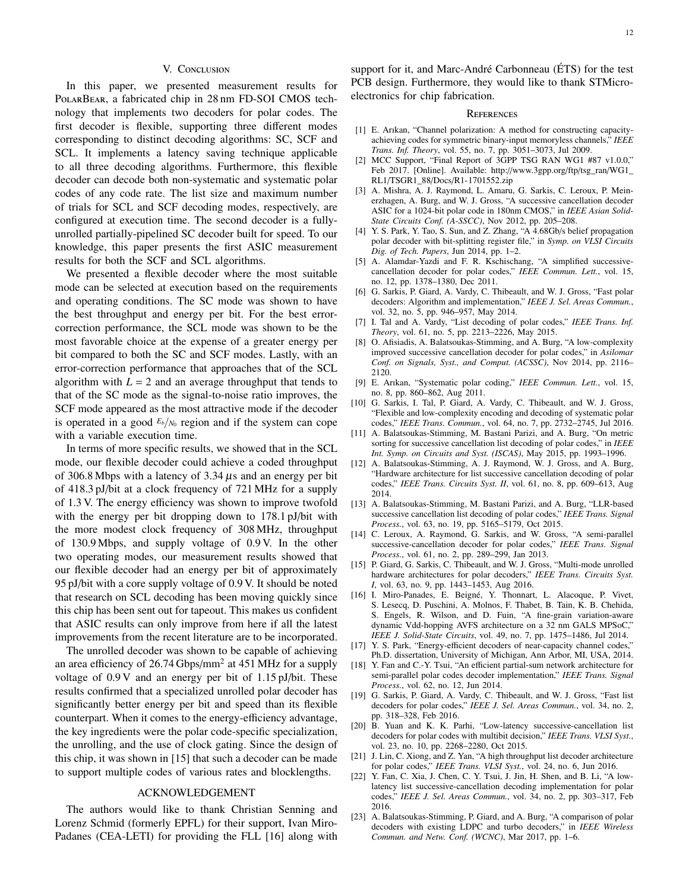## V. Conclusion

In this paper, we presented measurement results for PolarBear, a fabricated chip in 28 nm FD-SOI CMOS technology that implements two decoders for polar codes. The first decoder is flexible, supporting three different modes corresponding to distinct decoding algorithms: SC, SCF and SCL. It implements a latency saving technique applicable to all three decoding algorithms. Furthermore, this flexible decoder can decode both non-systematic and systematic polar codes of any code rate. The list size and maximum number of trials for SCL and SCF decoding modes, respectively, are configured at execution time. The second decoder is a fully-unrolled partially-pipelined SC decoder built for speed. To our knowledge, this paper presents the first ASIC measurement results for both the SCF and SCL algorithms.

We presented a flexible decoder where the most suitable mode can be selected at execution based on the requirements and operating conditions. The SC mode was shown to have the best throughput and energy per bit. For the best error-correction performance, the SCL mode was shown to be the most favorable choice at the expense of a greater energy per bit compared to both the SC and SCF modes. Lastly, with an error-correction performance that approaches that of the SCL algorithm with $L = 2$ and an average throughput that tends to that of the SC mode as the signal-to-noise ratio improves, the SCF mode appeared as the most attractive mode if the decoder is operated in a good $E_b/N_0$ region and if the system can cope with a variable execution time.

In terms of more specific results, we showed that in the SCL mode, our flexible decoder could achieve a coded throughput of 306.8 Mbps with a latency of 3.34 $\mu$s and an energy per bit of 418.3 pJ/bit at a clock frequency of 721 MHz for a supply of 1.3 V. The energy efficiency was shown to improve twofold with the energy per bit dropping down to 178.1 pJ/bit with the more modest clock frequency of 308 MHz, throughput of 130.9 Mbps, and supply voltage of 0.9 V. In the other two operating modes, our measurement results showed that our flexible decoder had an energy per bit of approximately 95 pJ/bit with a core supply voltage of 0.9 V. It should be noted that research on SCL decoding has been moving quickly since this chip has been sent out for tapeout. This makes us confident that ASIC results can only improve from here if all the latest improvements from the recent literature are to be incorporated.

The unrolled decoder was shown to be capable of achieving an area efficiency of 26.74 Gbps/mm$^2$ at 451 MHz for a supply voltage of 0.9 V and an energy per bit of 1.15 pJ/bit. These results confirmed that a specialized unrolled polar decoder has significantly better energy per bit and speed than its flexible counterpart. When it comes to the energy-efficiency advantage, the key ingredients were the polar code-specific specialization, the unrolling, and the use of clock gating. Since the design of this chip, it was shown in [15] that such a decoder can be made to support multiple codes of various rates and blocklengths.

## Acknowledgement

The authors would like to thank Christian Senning and Lorenz Schmid (formerly EPFL) for their support, Ivan Miro-Padanes (CEA-LETI) for providing the FLL [16] along with support for it, and Marc-André Carbonneau (ÉTS) for the test PCB design. Furthermore, they would like to thank STMicroelectronics for chip fabrication.

## References

[1] E. Arıkan, "Channel polarization: A method for constructing capacity-achieving codes for symmetric binary-input memoryless channels," *IEEE Trans. Inf. Theory*, vol. 55, no. 7, pp. 3051–3073, Jul 2009.

[2] MCC Support, "Final Report of 3GPP TSG RAN WG1 #87 v1.0.0," Feb 2017. [Online]. Available: http://www.3gpp.org/ftp/tsg_ran/WG1_RL1/TSGR1_88/Docs/R1-1701552.zip

[3] A. Mishra, A. J. Raymond, L. Amaru, G. Sarkis, C. Leroux, P. Meinerzhagen, A. Burg, and W. J. Gross, "A successive cancellation decoder ASIC for a 1024-bit polar code in 180nm CMOS," in *IEEE Asian Solid-State Circuits Conf. (A-SSCC)*, Nov 2012, pp. 205–208.

[4] Y. S. Park, Y. Tao, S. Sun, and Z. Zhang, "A 4.68Gb/s belief propagation polar decoder with bit-splitting register file," in *Symp. on VLSI Circuits Dig. of Tech. Papers*, Jun 2014, pp. 1–2.

[5] A. Alamdar-Yazdi and F. R. Kschischang, "A simplified successive-cancellation decoder for polar codes," *IEEE Commun. Lett.*, vol. 15, no. 12, pp. 1378–1380, Dec 2011.

[6] G. Sarkis, P. Giard, A. Vardy, C. Thibeault, and W. J. Gross, "Fast polar decoders: Algorithm and implementation," *IEEE J. Sel. Areas Commun.*, vol. 32, no. 5, pp. 946–957, May 2014.

[7] I. Tal and A. Vardy, "List decoding of polar codes," *IEEE Trans. Inf. Theory*, vol. 61, no. 5, pp. 2213–2226, May 2015.

[8] O. Afisiadis, A. Balatsoukas-Stimming, and A. Burg, "A low-complexity improved successive cancellation decoder for polar codes," in *Asilomar Conf. on Signals, Syst., and Comput. (ACSSC)*, Nov 2014, pp. 2116–2120.

[9] E. Arıkan, "Systematic polar coding," *IEEE Commun. Lett.*, vol. 15, no. 8, pp. 860–862, Aug 2011.

[10] G. Sarkis, I. Tal, P. Giard, A. Vardy, C. Thibeault, and W. J. Gross, "Flexible and low-complexity encoding and decoding of systematic polar codes," *IEEE Trans. Commun.*, vol. 64, no. 7, pp. 2732–2745, Jul 2016.

[11] A. Balatsoukas-Stimming, M. Bastani Parizi, and A. Burg, "On metric sorting for successive cancellation list decoding of polar codes," in *IEEE Int. Symp. on Circuits and Syst. (ISCAS)*, May 2015, pp. 1993–1996.

[12] A. Balatsoukas-Stimming, A. J. Raymond, W. J. Gross, and A. Burg, "Hardware architecture for list successive cancellation decoding of polar codes," *IEEE Trans. Circuits Syst. II*, vol. 61, no. 8, pp. 609–613, Aug 2014.

[13] A. Balatsoukas-Stimming, M. Bastani Parizi, and A. Burg, "LLR-based successive cancellation list decoding of polar codes," *IEEE Trans. Signal Process.*, vol. 63, no. 19, pp. 5165–5179, Oct 2015.

[14] C. Leroux, A. Raymond, G. Sarkis, and W. Gross, "A semi-parallel successive-cancellation decoder for polar codes," *IEEE Trans. Signal Process.*, vol. 61, no. 2, pp. 289–299, Jan 2013.

[15] P. Giard, G. Sarkis, C. Thibeault, and W. J. Gross, "Multi-mode unrolled hardware architectures for polar decoders," *IEEE Trans. Circuits Syst. I*, vol. 63, no. 9, pp. 1443–1453, Aug 2016.

[16] I. Miro-Panades, E. Beigné, Y. Thonnart, L. Alacoque, P. Vivet, S. Lesecq, D. Puschini, A. Molnos, F. Thabet, B. Tain, K. B. Chehida, S. Engels, R. Wilson, and D. Fuin, "A fine-grain variation-aware dynamic Vdd-hopping AVFS architecture on a 32 nm GALS MPSoC," *IEEE J. Solid-State Circuits*, vol. 49, no. 7, pp. 1475–1486, Jul 2014.

[17] Y. S. Park, "Energy-efficient decoders of near-capacity channel codes," Ph.D. dissertation, University of Michigan, Ann Arbor, MI, USA, 2014.

[18] Y. Fan and C.-Y. Tsui, "An efficient partial-sum network architecture for semi-parallel polar codes decoder implementation," *IEEE Trans. Signal Process.*, vol. 62, no. 12, Jun 2014.

[19] G. Sarkis, P. Giard, A. Vardy, C. Thibeault, and W. J. Gross, "Fast list decoders for polar codes," *IEEE J. Sel. Areas Commun.*, vol. 34, no. 2, pp. 318–328, Feb 2016.

[20] B. Yuan and K. K. Parhi, "Low-latency successive-cancellation list decoders for polar codes with multibit decision," *IEEE Trans. VLSI Syst.*, vol. 23, no. 10, pp. 2268–2280, Oct 2015.

[21] J. Lin, C. Xiong, and Z. Yan, "A high throughput list decoder architecture for polar codes," *IEEE Trans. VLSI Syst.*, vol. 24, no. 6, Jun 2016.

[22] Y. Fan, C. Xia, J. Chen, C. Y. Tsui, J. Jin, H. Shen, and B. Li, "A low-latency list successive-cancellation decoding implementation for polar codes," *IEEE J. Sel. Areas Commun.*, vol. 34, no. 2, pp. 303–317, Feb 2016.

[23] A. Balatsoukas-Stimming, P. Giard, and A. Burg, "A comparison of polar decoders with existing LDPC and turbo decoders," in *IEEE Wireless Commun. and Netw. Conf. (WCNC)*, Mar 2017, pp. 1–6.